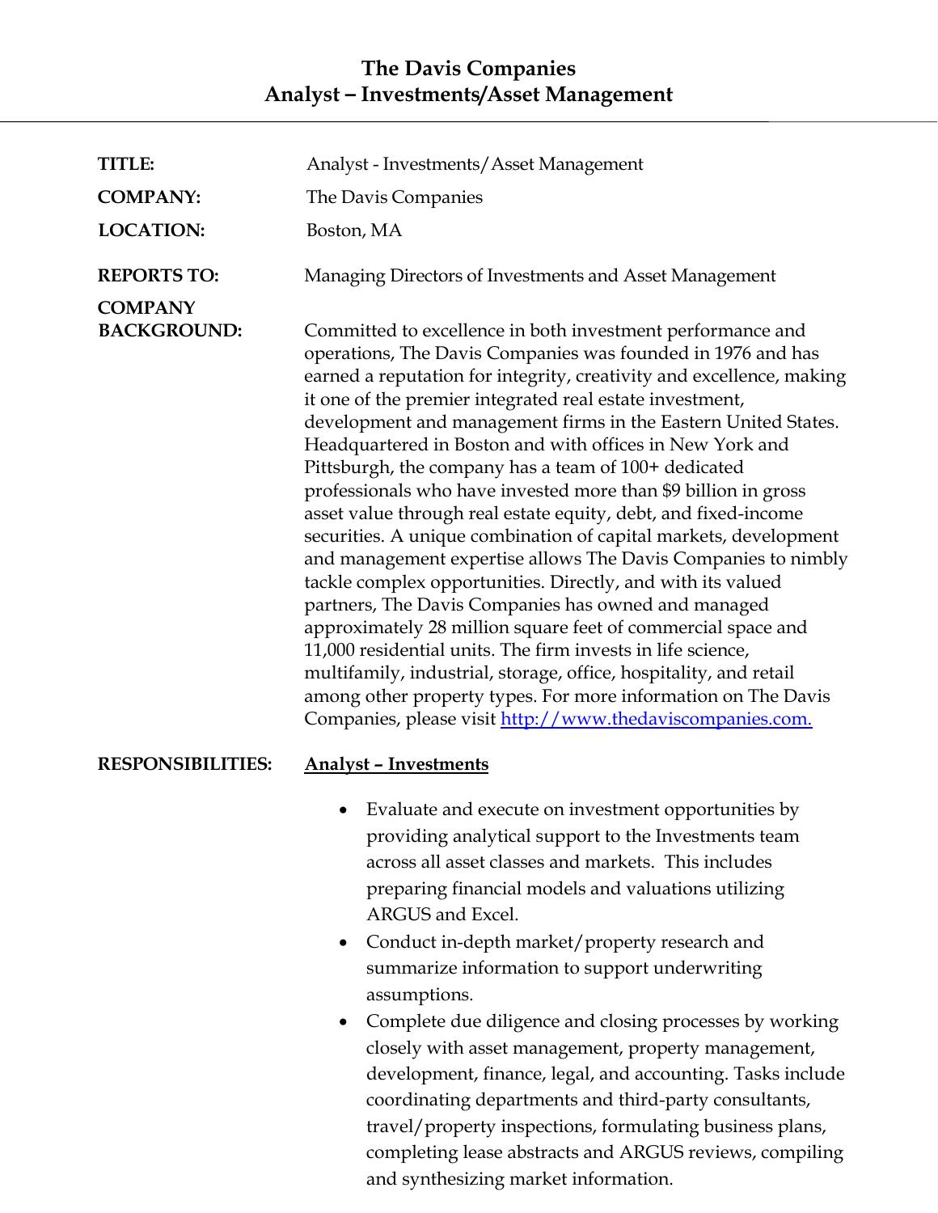# The Davis Companies
## Analyst – Investments/Asset Management

**TITLE:** Analyst - Investments/Asset Management

**COMPANY:** The Davis Companies

**LOCATION:** Boston, MA

**REPORTS TO:** Managing Directors of Investments and Asset Management

**COMPANY BACKGROUND:** Committed to excellence in both investment performance and operations, The Davis Companies was founded in 1976 and has earned a reputation for integrity, creativity and excellence, making it one of the premier integrated real estate investment, development and management firms in the Eastern United States. Headquartered in Boston and with offices in New York and Pittsburgh, the company has a team of 100+ dedicated professionals who have invested more than $9 billion in gross asset value through real estate equity, debt, and fixed-income securities. A unique combination of capital markets, development and management expertise allows The Davis Companies to nimbly tackle complex opportunities. Directly, and with its valued partners, The Davis Companies has owned and managed approximately 28 million square feet of commercial space and 11,000 residential units. The firm invests in life science, multifamily, industrial, storage, office, hospitality, and retail among other property types. For more information on The Davis Companies, please visit [http://www.thedaviscompanies.com.](http://www.thedaviscompanies.com)

**RESPONSIBILITIES:** **Analyst – Investments**

- Evaluate and execute on investment opportunities by providing analytical support to the Investments team across all asset classes and markets. This includes preparing financial models and valuations utilizing ARGUS and Excel.
- Conduct in-depth market/property research and summarize information to support underwriting assumptions.
- Complete due diligence and closing processes by working closely with asset management, property management, development, finance, legal, and accounting. Tasks include coordinating departments and third-party consultants, travel/property inspections, formulating business plans, completing lease abstracts and ARGUS reviews, compiling and synthesizing market information.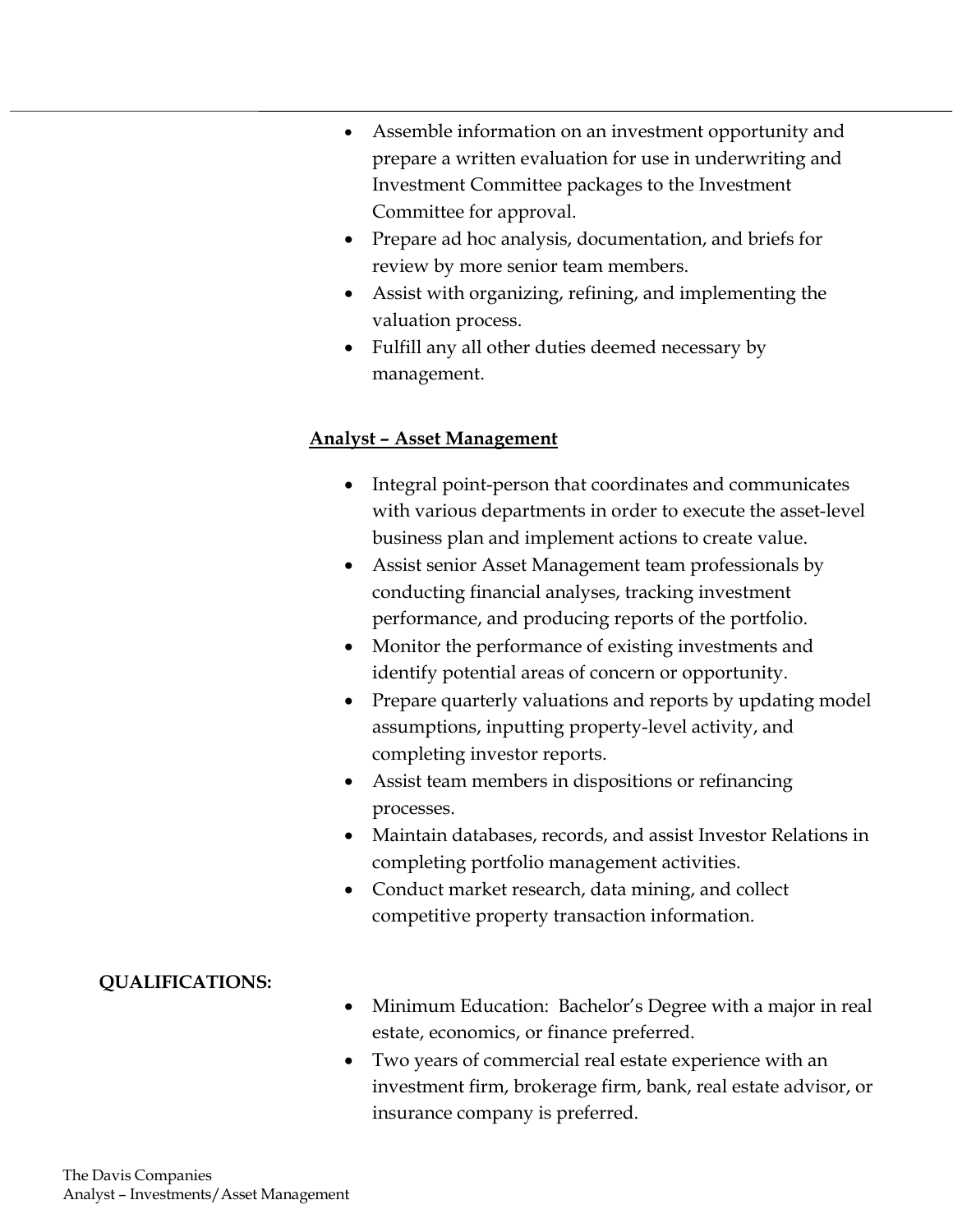- Assemble information on an investment opportunity and prepare a written evaluation for use in underwriting and Investment Committee packages to the Investment Committee for approval.
- Prepare ad hoc analysis, documentation, and briefs for review by more senior team members.
- Assist with organizing, refining, and implementing the valuation process.
- Fulfill any all other duties deemed necessary by management.

**Analyst – Asset Management**

- Integral point-person that coordinates and communicates with various departments in order to execute the asset-level business plan and implement actions to create value.
- Assist senior Asset Management team professionals by conducting financial analyses, tracking investment performance, and producing reports of the portfolio.
- Monitor the performance of existing investments and identify potential areas of concern or opportunity.
- Prepare quarterly valuations and reports by updating model assumptions, inputting property-level activity, and completing investor reports.
- Assist team members in dispositions or refinancing processes.
- Maintain databases, records, and assist Investor Relations in completing portfolio management activities.
- Conduct market research, data mining, and collect competitive property transaction information.

**QUALIFICATIONS:**

- Minimum Education: Bachelor's Degree with a major in real estate, economics, or finance preferred.
- Two years of commercial real estate experience with an investment firm, brokerage firm, bank, real estate advisor, or insurance company is preferred.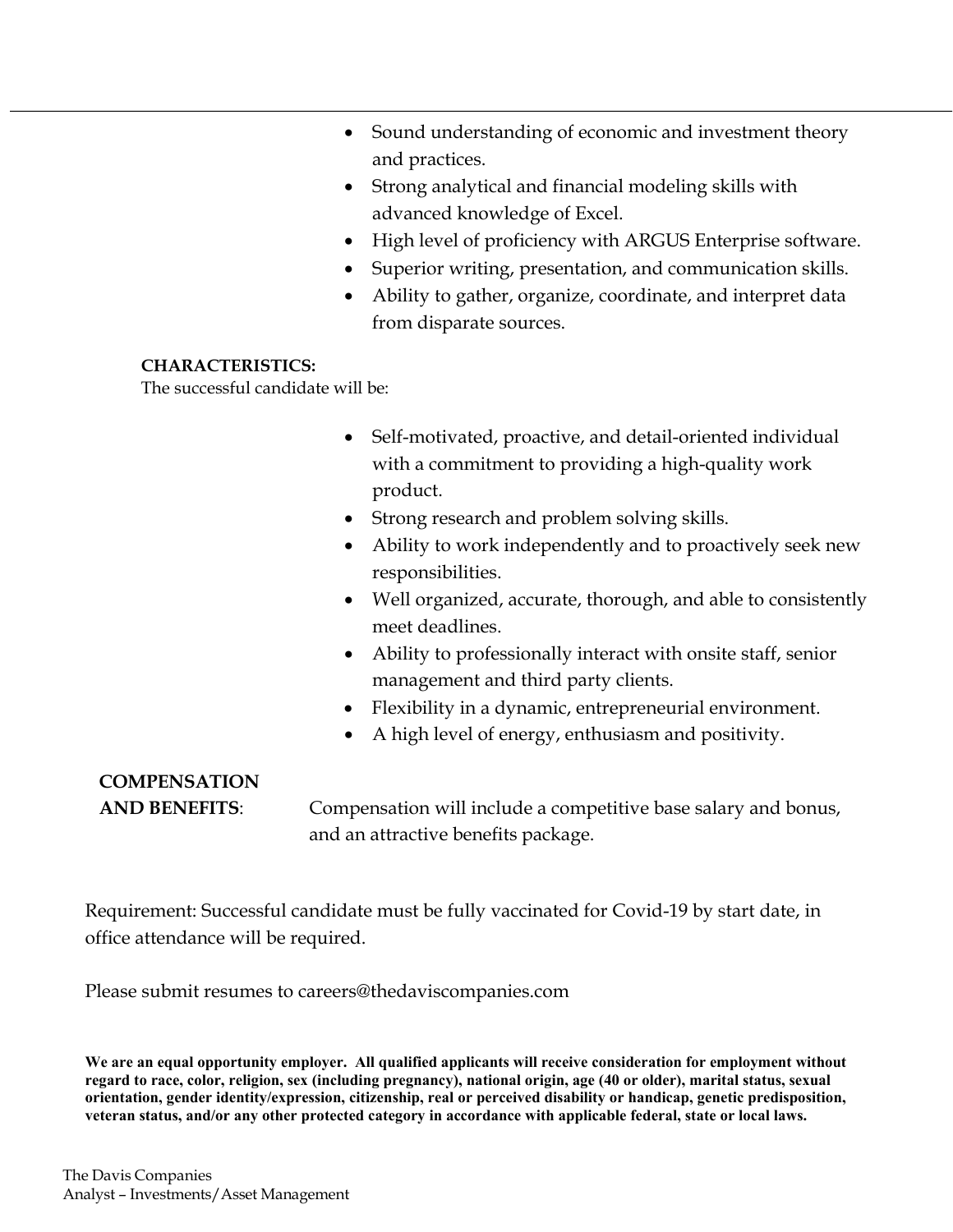- Sound understanding of economic and investment theory and practices.
- Strong analytical and financial modeling skills with advanced knowledge of Excel.
- High level of proficiency with ARGUS Enterprise software.
- Superior writing, presentation, and communication skills.
- Ability to gather, organize, coordinate, and interpret data from disparate sources.

**CHARACTERISTICS:**
The successful candidate will be:

- Self-motivated, proactive, and detail-oriented individual with a commitment to providing a high-quality work product.
- Strong research and problem solving skills.
- Ability to work independently and to proactively seek new responsibilities.
- Well organized, accurate, thorough, and able to consistently meet deadlines.
- Ability to professionally interact with onsite staff, senior management and third party clients.
- Flexibility in a dynamic, entrepreneurial environment.
- A high level of energy, enthusiasm and positivity.

**COMPENSATION AND BENEFITS**: Compensation will include a competitive base salary and bonus, and an attractive benefits package.

Requirement: Successful candidate must be fully vaccinated for Covid-19 by start date, in office attendance will be required.

Please submit resumes to careers@thedaviscompanies.com

**We are an equal opportunity employer. All qualified applicants will receive consideration for employment without regard to race, color, religion, sex (including pregnancy), national origin, age (40 or older), marital status, sexual orientation, gender identity/expression, citizenship, real or perceived disability or handicap, genetic predisposition, veteran status, and/or any other protected category in accordance with applicable federal, state or local laws.**